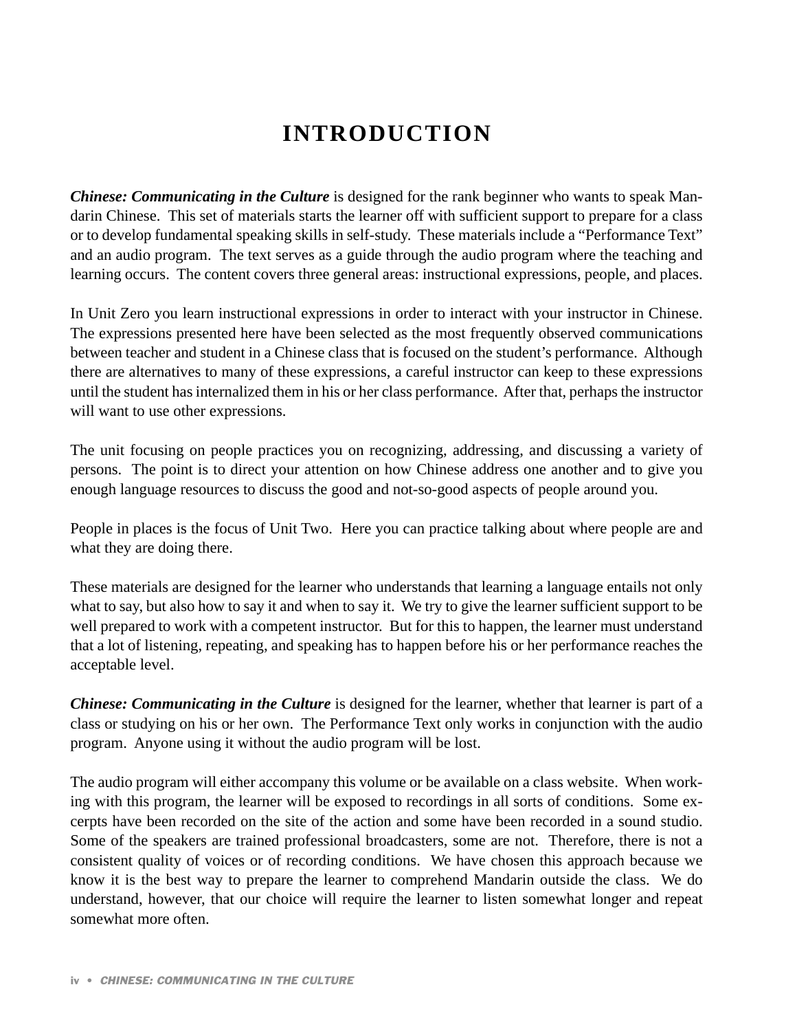# INTRODUCTION

***Chinese: Communicating in the Culture*** is designed for the rank beginner who wants to speak Mandarin Chinese. This set of materials starts the learner off with sufficient support to prepare for a class or to develop fundamental speaking skills in self-study. These materials include a "Performance Text" and an audio program. The text serves as a guide through the audio program where the teaching and learning occurs. The content covers three general areas: instructional expressions, people, and places.

In Unit Zero you learn instructional expressions in order to interact with your instructor in Chinese. The expressions presented here have been selected as the most frequently observed communications between teacher and student in a Chinese class that is focused on the student's performance. Although there are alternatives to many of these expressions, a careful instructor can keep to these expressions until the student has internalized them in his or her class performance. After that, perhaps the instructor will want to use other expressions.

The unit focusing on people practices you on recognizing, addressing, and discussing a variety of persons. The point is to direct your attention on how Chinese address one another and to give you enough language resources to discuss the good and not-so-good aspects of people around you.

People in places is the focus of Unit Two. Here you can practice talking about where people are and what they are doing there.

These materials are designed for the learner who understands that learning a language entails not only what to say, but also how to say it and when to say it. We try to give the learner sufficient support to be well prepared to work with a competent instructor. But for this to happen, the learner must understand that a lot of listening, repeating, and speaking has to happen before his or her performance reaches the acceptable level.

***Chinese: Communicating in the Culture*** is designed for the learner, whether that learner is part of a class or studying on his or her own. The Performance Text only works in conjunction with the audio program. Anyone using it without the audio program will be lost.

The audio program will either accompany this volume or be available on a class website. When working with this program, the learner will be exposed to recordings in all sorts of conditions. Some excerpts have been recorded on the site of the action and some have been recorded in a sound studio. Some of the speakers are trained professional broadcasters, some are not. Therefore, there is not a consistent quality of voices or of recording conditions. We have chosen this approach because we know it is the best way to prepare the learner to comprehend Mandarin outside the class. We do understand, however, that our choice will require the learner to listen somewhat longer and repeat somewhat more often.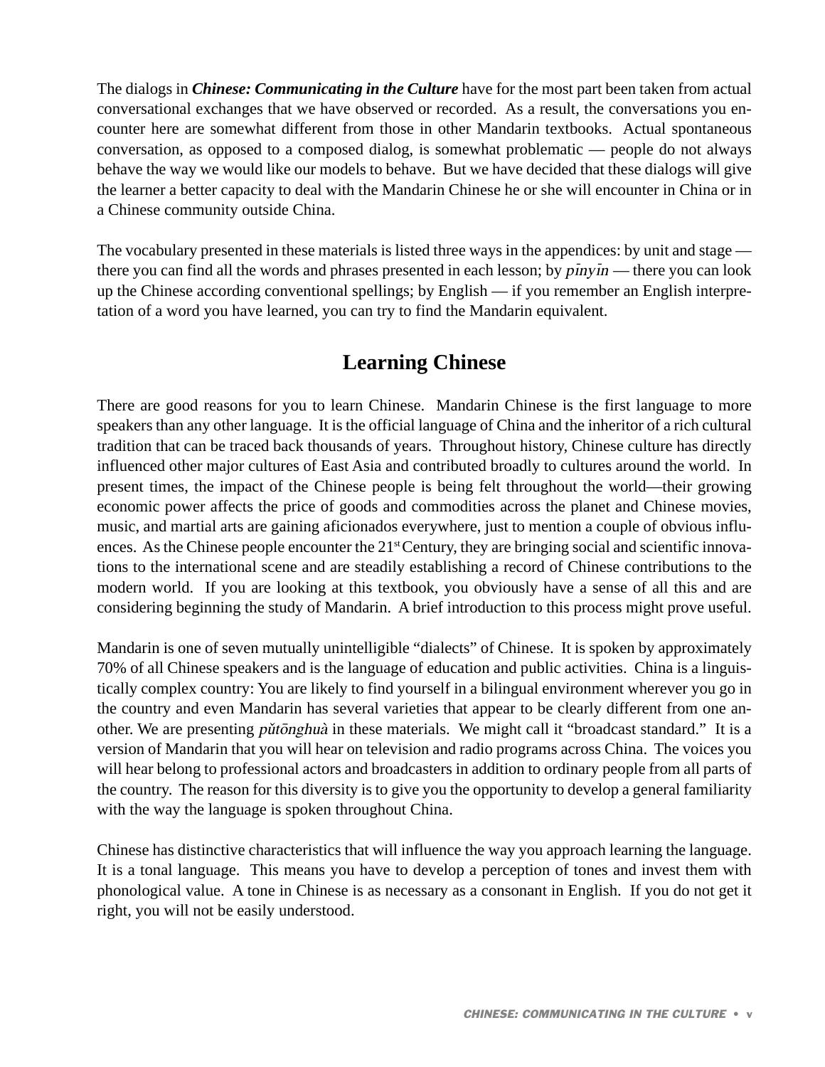The dialogs in ***Chinese: Communicating in the Culture*** have for the most part been taken from actual conversational exchanges that we have observed or recorded. As a result, the conversations you encounter here are somewhat different from those in other Mandarin textbooks. Actual spontaneous conversation, as opposed to a composed dialog, is somewhat problematic — people do not always behave the way we would like our models to behave. But we have decided that these dialogs will give the learner a better capacity to deal with the Mandarin Chinese he or she will encounter in China or in a Chinese community outside China.

The vocabulary presented in these materials is listed three ways in the appendices: by unit and stage — there you can find all the words and phrases presented in each lesson; by *pīnyīn* — there you can look up the Chinese according conventional spellings; by English — if you remember an English interpretation of a word you have learned, you can try to find the Mandarin equivalent.

## Learning Chinese

There are good reasons for you to learn Chinese. Mandarin Chinese is the first language to more speakers than any other language. It is the official language of China and the inheritor of a rich cultural tradition that can be traced back thousands of years. Throughout history, Chinese culture has directly influenced other major cultures of East Asia and contributed broadly to cultures around the world. In present times, the impact of the Chinese people is being felt throughout the world—their growing economic power affects the price of goods and commodities across the planet and Chinese movies, music, and martial arts are gaining aficionados everywhere, just to mention a couple of obvious influences. As the Chinese people encounter the 21st Century, they are bringing social and scientific innovations to the international scene and are steadily establishing a record of Chinese contributions to the modern world. If you are looking at this textbook, you obviously have a sense of all this and are considering beginning the study of Mandarin. A brief introduction to this process might prove useful.

Mandarin is one of seven mutually unintelligible "dialects" of Chinese. It is spoken by approximately 70% of all Chinese speakers and is the language of education and public activities. China is a linguistically complex country: You are likely to find yourself in a bilingual environment wherever you go in the country and even Mandarin has several varieties that appear to be clearly different from one another. We are presenting *pǔtōnghuà* in these materials. We might call it "broadcast standard." It is a version of Mandarin that you will hear on television and radio programs across China. The voices you will hear belong to professional actors and broadcasters in addition to ordinary people from all parts of the country. The reason for this diversity is to give you the opportunity to develop a general familiarity with the way the language is spoken throughout China.

Chinese has distinctive characteristics that will influence the way you approach learning the language. It is a tonal language. This means you have to develop a perception of tones and invest them with phonological value. A tone in Chinese is as necessary as a consonant in English. If you do not get it right, you will not be easily understood.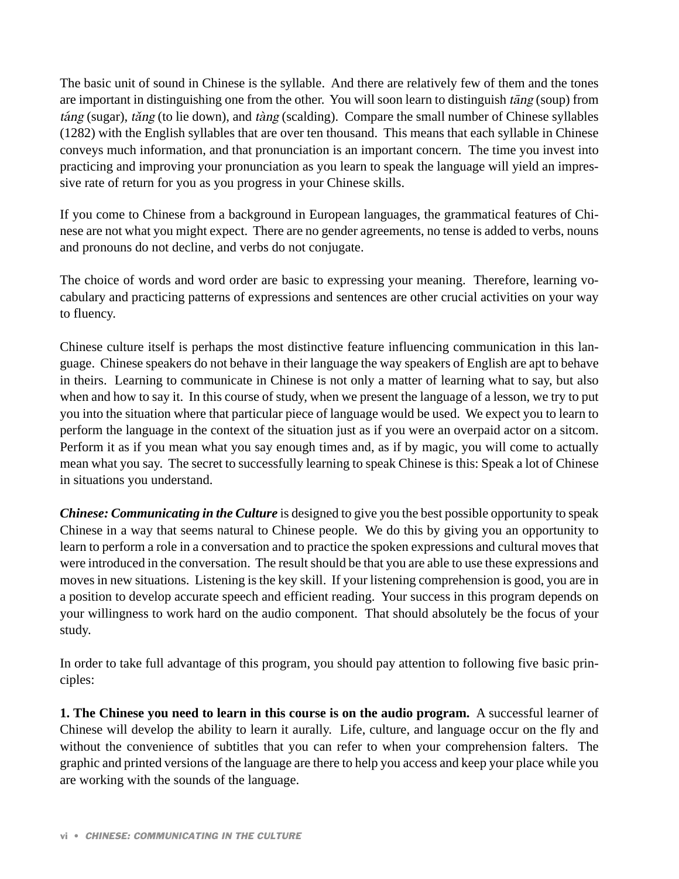The basic unit of sound in Chinese is the syllable. And there are relatively few of them and the tones are important in distinguishing one from the other. You will soon learn to distinguish *tāng* (soup) from *táng* (sugar), *tǎng* (to lie down), and *tàng* (scalding). Compare the small number of Chinese syllables (1282) with the English syllables that are over ten thousand. This means that each syllable in Chinese conveys much information, and that pronunciation is an important concern. The time you invest into practicing and improving your pronunciation as you learn to speak the language will yield an impressive rate of return for you as you progress in your Chinese skills.

If you come to Chinese from a background in European languages, the grammatical features of Chinese are not what you might expect. There are no gender agreements, no tense is added to verbs, nouns and pronouns do not decline, and verbs do not conjugate.

The choice of words and word order are basic to expressing your meaning. Therefore, learning vocabulary and practicing patterns of expressions and sentences are other crucial activities on your way to fluency.

Chinese culture itself is perhaps the most distinctive feature influencing communication in this language. Chinese speakers do not behave in their language the way speakers of English are apt to behave in theirs. Learning to communicate in Chinese is not only a matter of learning what to say, but also when and how to say it. In this course of study, when we present the language of a lesson, we try to put you into the situation where that particular piece of language would be used. We expect you to learn to perform the language in the context of the situation just as if you were an overpaid actor on a sitcom. Perform it as if you mean what you say enough times and, as if by magic, you will come to actually mean what you say. The secret to successfully learning to speak Chinese is this: Speak a lot of Chinese in situations you understand.

***Chinese: Communicating in the Culture*** is designed to give you the best possible opportunity to speak Chinese in a way that seems natural to Chinese people. We do this by giving you an opportunity to learn to perform a role in a conversation and to practice the spoken expressions and cultural moves that were introduced in the conversation. The result should be that you are able to use these expressions and moves in new situations. Listening is the key skill. If your listening comprehension is good, you are in a position to develop accurate speech and efficient reading. Your success in this program depends on your willingness to work hard on the audio component. That should absolutely be the focus of your study.

In order to take full advantage of this program, you should pay attention to following five basic principles:

**1. The Chinese you need to learn in this course is on the audio program.** A successful learner of Chinese will develop the ability to learn it aurally. Life, culture, and language occur on the fly and without the convenience of subtitles that you can refer to when your comprehension falters. The graphic and printed versions of the language are there to help you access and keep your place while you are working with the sounds of the language.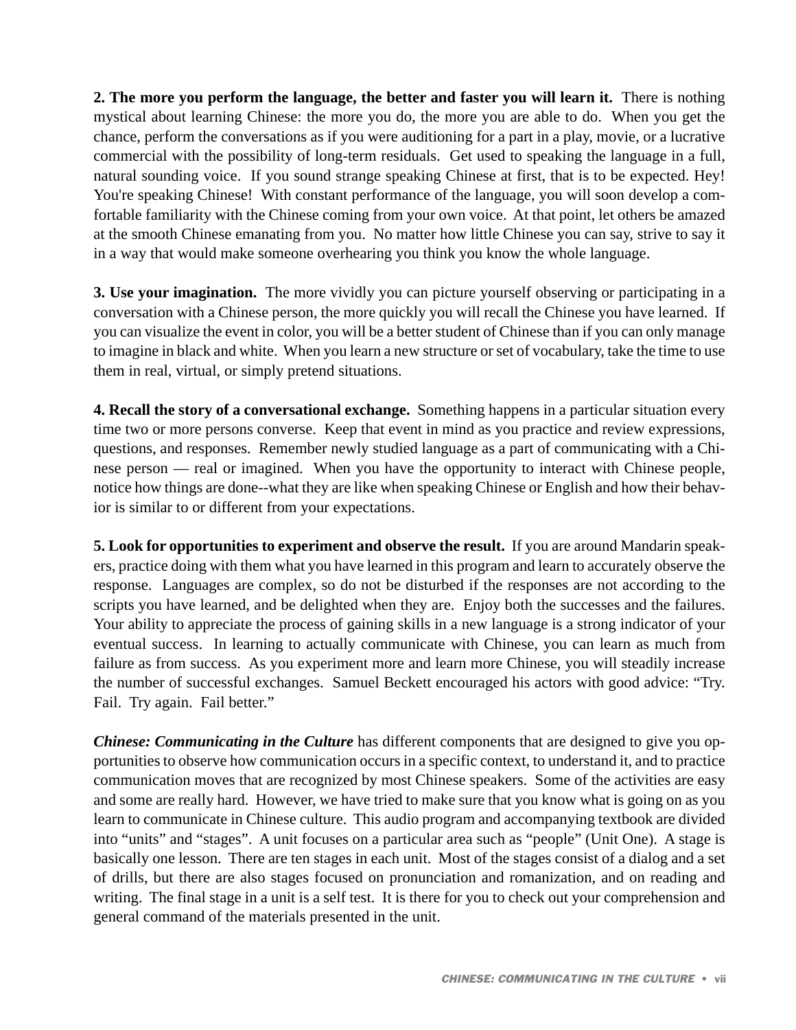**2. The more you perform the language, the better and faster you will learn it.** There is nothing mystical about learning Chinese: the more you do, the more you are able to do. When you get the chance, perform the conversations as if you were auditioning for a part in a play, movie, or a lucrative commercial with the possibility of long-term residuals. Get used to speaking the language in a full, natural sounding voice. If you sound strange speaking Chinese at first, that is to be expected. Hey! You're speaking Chinese! With constant performance of the language, you will soon develop a comfortable familiarity with the Chinese coming from your own voice. At that point, let others be amazed at the smooth Chinese emanating from you. No matter how little Chinese you can say, strive to say it in a way that would make someone overhearing you think you know the whole language.

**3. Use your imagination.** The more vividly you can picture yourself observing or participating in a conversation with a Chinese person, the more quickly you will recall the Chinese you have learned. If you can visualize the event in color, you will be a better student of Chinese than if you can only manage to imagine in black and white. When you learn a new structure or set of vocabulary, take the time to use them in real, virtual, or simply pretend situations.

**4. Recall the story of a conversational exchange.** Something happens in a particular situation every time two or more persons converse. Keep that event in mind as you practice and review expressions, questions, and responses. Remember newly studied language as a part of communicating with a Chinese person — real or imagined. When you have the opportunity to interact with Chinese people, notice how things are done--what they are like when speaking Chinese or English and how their behavior is similar to or different from your expectations.

**5. Look for opportunities to experiment and observe the result.** If you are around Mandarin speakers, practice doing with them what you have learned in this program and learn to accurately observe the response. Languages are complex, so do not be disturbed if the responses are not according to the scripts you have learned, and be delighted when they are. Enjoy both the successes and the failures. Your ability to appreciate the process of gaining skills in a new language is a strong indicator of your eventual success. In learning to actually communicate with Chinese, you can learn as much from failure as from success. As you experiment more and learn more Chinese, you will steadily increase the number of successful exchanges. Samuel Beckett encouraged his actors with good advice: "Try. Fail. Try again. Fail better."

***Chinese: Communicating in the Culture*** has different components that are designed to give you opportunities to observe how communication occurs in a specific context, to understand it, and to practice communication moves that are recognized by most Chinese speakers. Some of the activities are easy and some are really hard. However, we have tried to make sure that you know what is going on as you learn to communicate in Chinese culture. This audio program and accompanying textbook are divided into "units" and "stages". A unit focuses on a particular area such as "people" (Unit One). A stage is basically one lesson. There are ten stages in each unit. Most of the stages consist of a dialog and a set of drills, but there are also stages focused on pronunciation and romanization, and on reading and writing. The final stage in a unit is a self test. It is there for you to check out your comprehension and general command of the materials presented in the unit.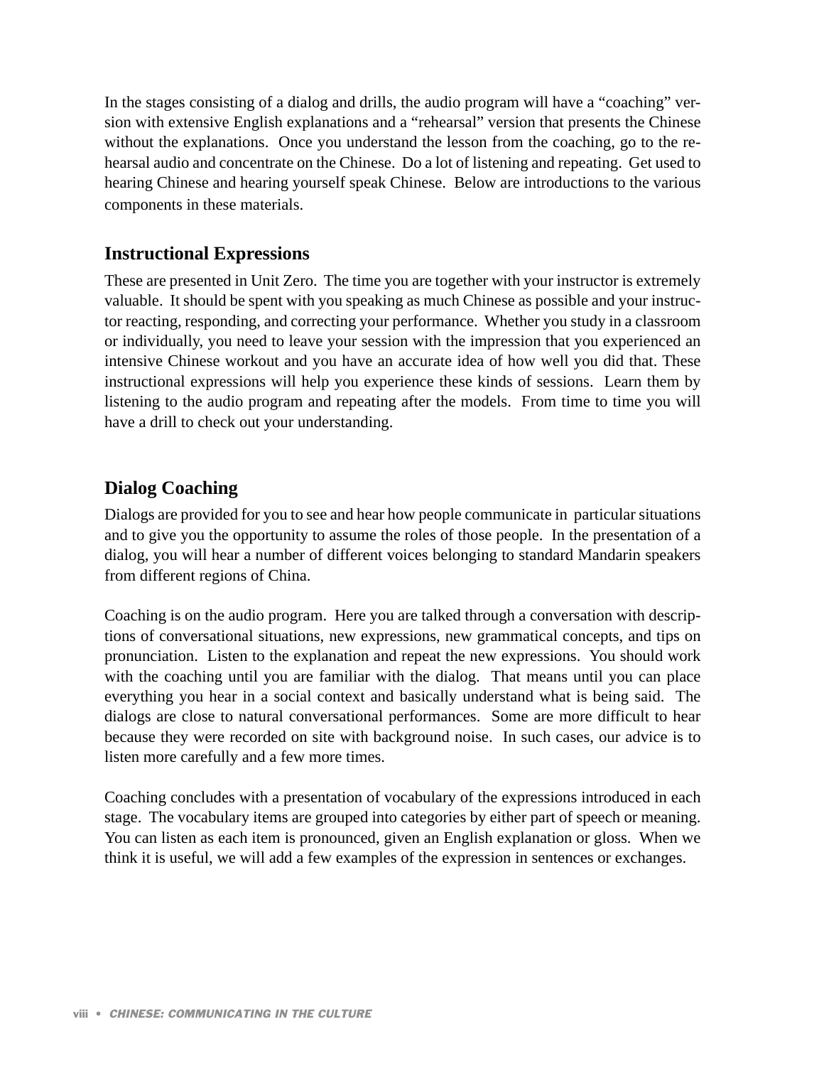In the stages consisting of a dialog and drills, the audio program will have a "coaching" version with extensive English explanations and a "rehearsal" version that presents the Chinese without the explanations. Once you understand the lesson from the coaching, go to the rehearsal audio and concentrate on the Chinese. Do a lot of listening and repeating. Get used to hearing Chinese and hearing yourself speak Chinese. Below are introductions to the various components in these materials.

## Instructional Expressions

These are presented in Unit Zero. The time you are together with your instructor is extremely valuable. It should be spent with you speaking as much Chinese as possible and your instructor reacting, responding, and correcting your performance. Whether you study in a classroom or individually, you need to leave your session with the impression that you experienced an intensive Chinese workout and you have an accurate idea of how well you did that. These instructional expressions will help you experience these kinds of sessions. Learn them by listening to the audio program and repeating after the models. From time to time you will have a drill to check out your understanding.

## Dialog Coaching

Dialogs are provided for you to see and hear how people communicate in particular situations and to give you the opportunity to assume the roles of those people. In the presentation of a dialog, you will hear a number of different voices belonging to standard Mandarin speakers from different regions of China.

Coaching is on the audio program. Here you are talked through a conversation with descriptions of conversational situations, new expressions, new grammatical concepts, and tips on pronunciation. Listen to the explanation and repeat the new expressions. You should work with the coaching until you are familiar with the dialog. That means until you can place everything you hear in a social context and basically understand what is being said. The dialogs are close to natural conversational performances. Some are more difficult to hear because they were recorded on site with background noise. In such cases, our advice is to listen more carefully and a few more times.

Coaching concludes with a presentation of vocabulary of the expressions introduced in each stage. The vocabulary items are grouped into categories by either part of speech or meaning. You can listen as each item is pronounced, given an English explanation or gloss. When we think it is useful, we will add a few examples of the expression in sentences or exchanges.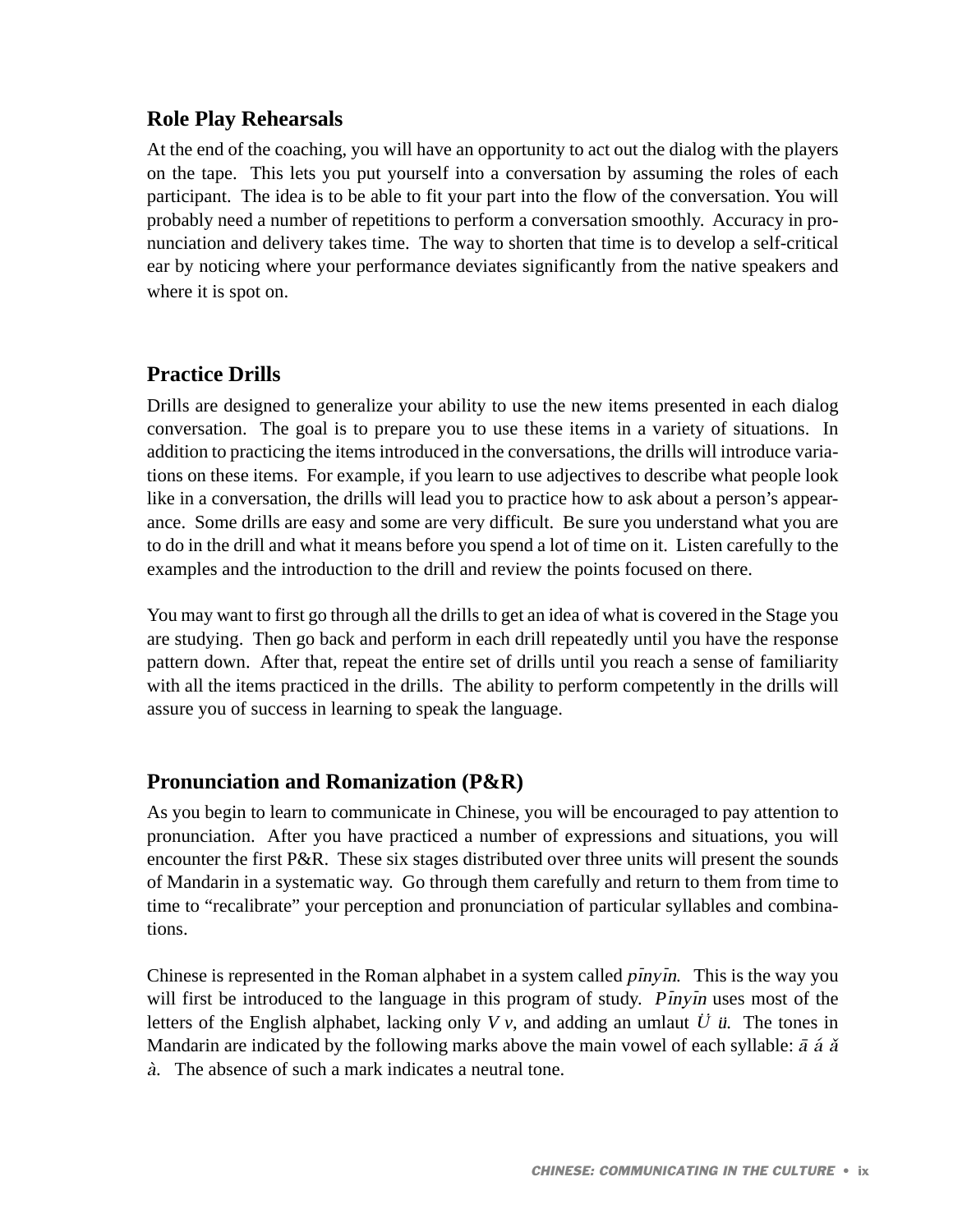## Role Play Rehearsals

At the end of the coaching, you will have an opportunity to act out the dialog with the players on the tape. This lets you put yourself into a conversation by assuming the roles of each participant. The idea is to be able to fit your part into the flow of the conversation. You will probably need a number of repetitions to perform a conversation smoothly. Accuracy in pronunciation and delivery takes time. The way to shorten that time is to develop a self-critical ear by noticing where your performance deviates significantly from the native speakers and where it is spot on.

## Practice Drills

Drills are designed to generalize your ability to use the new items presented in each dialog conversation. The goal is to prepare you to use these items in a variety of situations. In addition to practicing the items introduced in the conversations, the drills will introduce variations on these items. For example, if you learn to use adjectives to describe what people look like in a conversation, the drills will lead you to practice how to ask about a person's appearance. Some drills are easy and some are very difficult. Be sure you understand what you are to do in the drill and what it means before you spend a lot of time on it. Listen carefully to the examples and the introduction to the drill and review the points focused on there.

You may want to first go through all the drills to get an idea of what is covered in the Stage you are studying. Then go back and perform in each drill repeatedly until you have the response pattern down. After that, repeat the entire set of drills until you reach a sense of familiarity with all the items practiced in the drills. The ability to perform competently in the drills will assure you of success in learning to speak the language.

## Pronunciation and Romanization (P&R)

As you begin to learn to communicate in Chinese, you will be encouraged to pay attention to pronunciation. After you have practiced a number of expressions and situations, you will encounter the first P&R. These six stages distributed over three units will present the sounds of Mandarin in a systematic way. Go through them carefully and return to them from time to time to "recalibrate" your perception and pronunciation of particular syllables and combinations.

Chinese is represented in the Roman alphabet in a system called *pīnyīn*. This is the way you will first be introduced to the language in this program of study. *Pīnyīn* uses most of the letters of the English alphabet, lacking only *V v*, and adding an umlaut *Ü ü*. The tones in Mandarin are indicated by the following marks above the main vowel of each syllable: *ā á ǎ à*. The absence of such a mark indicates a neutral tone.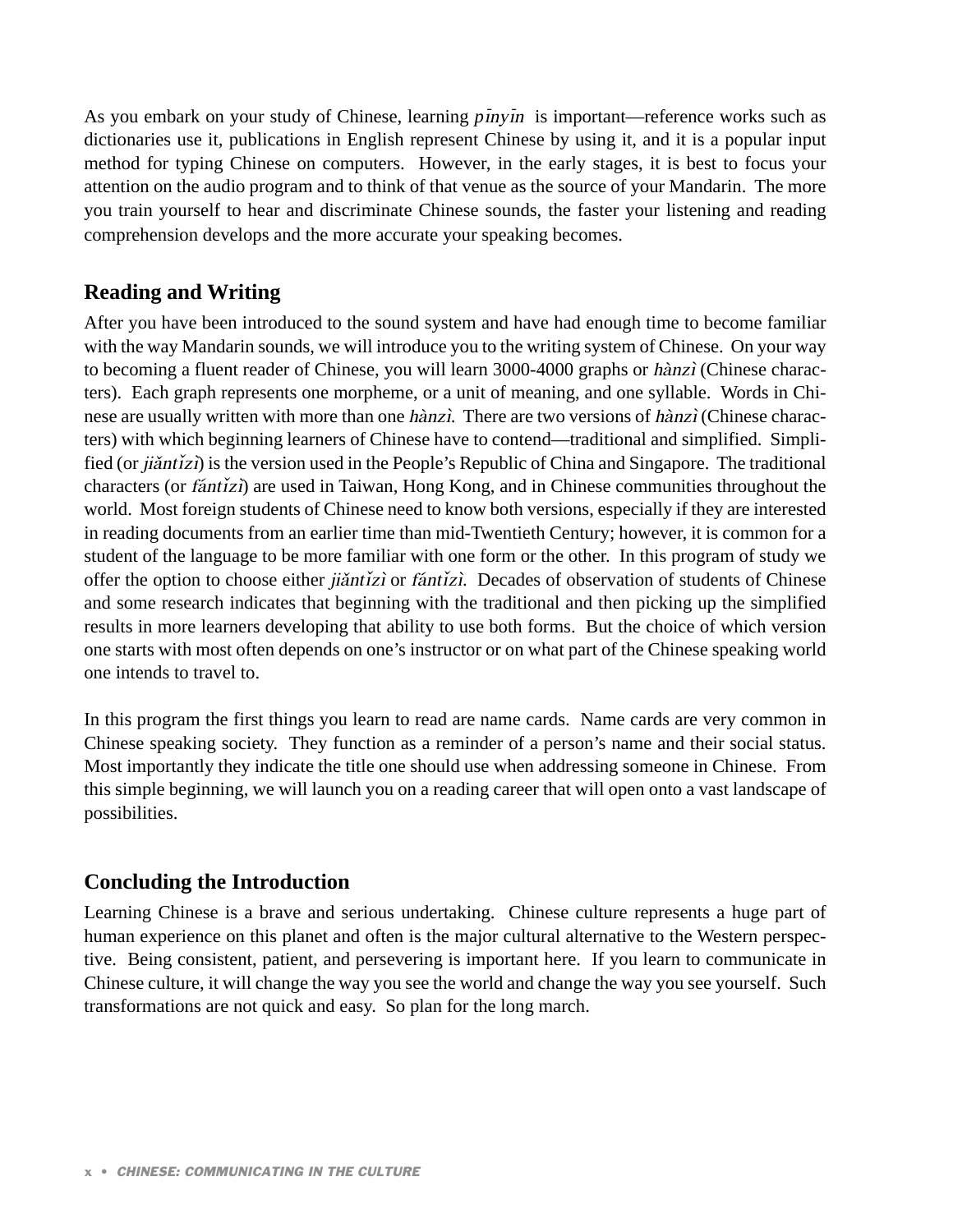As you embark on your study of Chinese, learning *pīnyīn* is important—reference works such as dictionaries use it, publications in English represent Chinese by using it, and it is a popular input method for typing Chinese on computers. However, in the early stages, it is best to focus your attention on the audio program and to think of that venue as the source of your Mandarin. The more you train yourself to hear and discriminate Chinese sounds, the faster your listening and reading comprehension develops and the more accurate your speaking becomes.

## Reading and Writing

After you have been introduced to the sound system and have had enough time to become familiar with the way Mandarin sounds, we will introduce you to the writing system of Chinese. On your way to becoming a fluent reader of Chinese, you will learn 3000-4000 graphs or *hànzì* (Chinese characters). Each graph represents one morpheme, or a unit of meaning, and one syllable. Words in Chinese are usually written with more than one *hànzì*. There are two versions of *hànzì* (Chinese characters) with which beginning learners of Chinese have to contend—traditional and simplified. Simplified (or *jiǎntǐzì*) is the version used in the People's Republic of China and Singapore. The traditional characters (or *fántǐzì*) are used in Taiwan, Hong Kong, and in Chinese communities throughout the world. Most foreign students of Chinese need to know both versions, especially if they are interested in reading documents from an earlier time than mid-Twentieth Century; however, it is common for a student of the language to be more familiar with one form or the other. In this program of study we offer the option to choose either *jiǎntǐzì* or *fántǐzì*. Decades of observation of students of Chinese and some research indicates that beginning with the traditional and then picking up the simplified results in more learners developing that ability to use both forms. But the choice of which version one starts with most often depends on one's instructor or on what part of the Chinese speaking world one intends to travel to.

In this program the first things you learn to read are name cards. Name cards are very common in Chinese speaking society. They function as a reminder of a person's name and their social status. Most importantly they indicate the title one should use when addressing someone in Chinese. From this simple beginning, we will launch you on a reading career that will open onto a vast landscape of possibilities.

## Concluding the Introduction

Learning Chinese is a brave and serious undertaking. Chinese culture represents a huge part of human experience on this planet and often is the major cultural alternative to the Western perspective. Being consistent, patient, and persevering is important here. If you learn to communicate in Chinese culture, it will change the way you see the world and change the way you see yourself. Such transformations are not quick and easy. So plan for the long march.